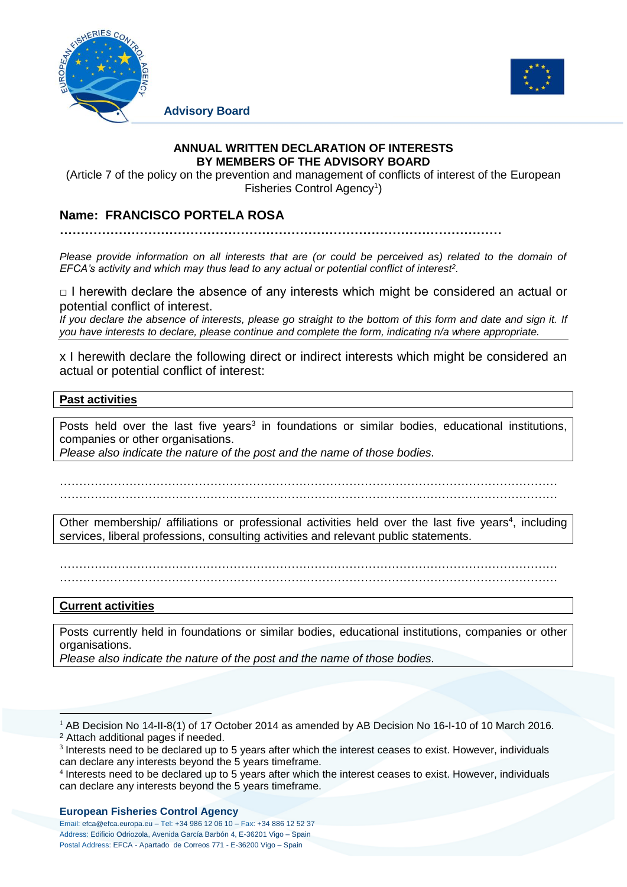Advisory Board

**ANNUAL WRITTEN DECLARATION OF INTERESTS**
**BY MEMBERS OF THE ADVISORY BOARD**

(Article 7 of the policy on the prevention and management of conflicts of interest of the European Fisheries Control Agency[1])

## Name: FRANCISCO PORTELA ROSA

…………………………………………………………………………………………

*Please provide information on all interests that are (or could be perceived as) related to the domain of EFCA's activity and which may thus lead to any actual or potential conflict of interest[2].*

□ I herewith declare the absence of any interests which might be considered an actual or potential conflict of interest.

*If you declare the absence of interests, please go straight to the bottom of this form and date and sign it. If you have interests to declare, please continue and complete the form, indicating n/a where appropriate.*

x I herewith declare the following direct or indirect interests which might be considered an actual or potential conflict of interest:

**Past activities**

Posts held over the last five years[3] in foundations or similar bodies, educational institutions, companies or other organisations.
*Please also indicate the nature of the post and the name of those bodies.*

……………………………………………………………………………………………………………
……………………………………………………………………………………………………………

Other membership/ affiliations or professional activities held over the last five years[4], including services, liberal professions, consulting activities and relevant public statements.

……………………………………………………………………………………………………………
……………………………………………………………………………………………………………

**Current activities**

Posts currently held in foundations or similar bodies, educational institutions, companies or other organisations.
*Please also indicate the nature of the post and the name of those bodies.*

---

[1] AB Decision No 14-II-8(1) of 17 October 2014 as amended by AB Decision No 16-I-10 of 10 March 2016.
[2] Attach additional pages if needed.
[3] Interests need to be declared up to 5 years after which the interest ceases to exist. However, individuals can declare any interests beyond the 5 years timeframe.
[4] Interests need to be declared up to 5 years after which the interest ceases to exist. However, individuals can declare any interests beyond the 5 years timeframe.

**European Fisheries Control Agency**
Email: efca@efca.europa.eu – Tel: +34 986 12 06 10 – Fax: +34 886 12 52 37
Address: Edificio Odriozola, Avenida García Barbón 4, E-36201 Vigo – Spain
Postal Address: EFCA - Apartado de Correos 771 - E-36200 Vigo – Spain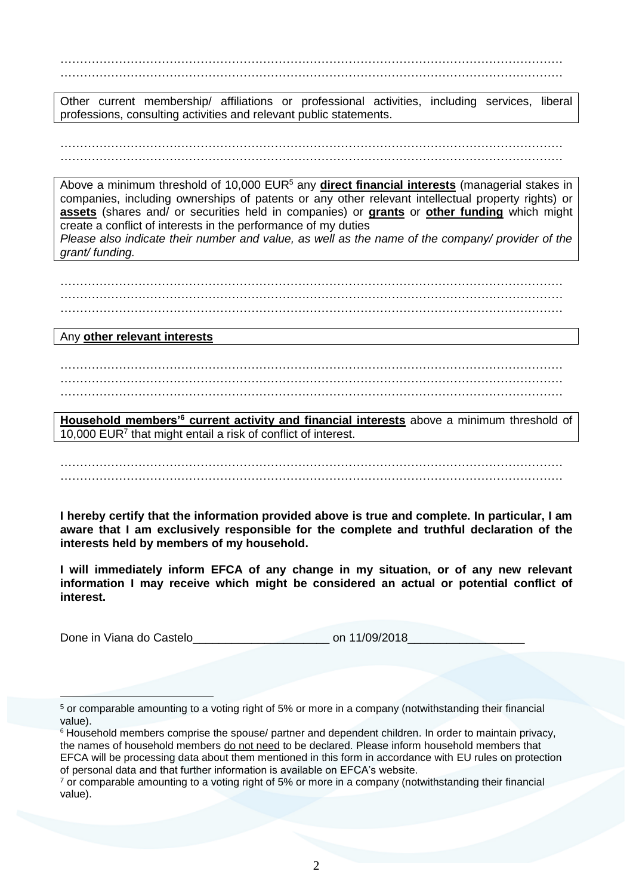…………………………………………………………………………………………………………………
…………………………………………………………………………………………………………………

Other current membership/ affiliations or professional activities, including services, liberal professions, consulting activities and relevant public statements.

…………………………………………………………………………………………………………………
…………………………………………………………………………………………………………………

Above a minimum threshold of 10,000 EUR[5] any **direct financial interests** (managerial stakes in companies, including ownerships of patents or any other relevant intellectual property rights) or **assets** (shares and/ or securities held in companies) or **grants** or **other funding** which might create a conflict of interests in the performance of my duties
*Please also indicate their number and value, as well as the name of the company/ provider of the grant/ funding.*

…………………………………………………………………………………………………………………
…………………………………………………………………………………………………………………
…………………………………………………………………………………………………………………

Any **other relevant interests**

…………………………………………………………………………………………………………………
…………………………………………………………………………………………………………………
…………………………………………………………………………………………………………………

**Household members'[6] current activity and financial interests** above a minimum threshold of 10,000 EUR[7] that might entail a risk of conflict of interest.

…………………………………………………………………………………………………………………
…………………………………………………………………………………………………………………

**I hereby certify that the information provided above is true and complete. In particular, I am aware that I am exclusively responsible for the complete and truthful declaration of the interests held by members of my household.**

**I will immediately inform EFCA of any change in my situation, or of any new relevant information I may receive which might be considered an actual or potential conflict of interest.**

Done in Viana do Castelo_____________________ on 11/09/2018__________________

---

[5] or comparable amounting to a voting right of 5% or more in a company (notwithstanding their financial value).

[6] Household members comprise the spouse/ partner and dependent children. In order to maintain privacy, the names of household members do not need to be declared. Please inform household members that EFCA will be processing data about them mentioned in this form in accordance with EU rules on protection of personal data and that further information is available on EFCA's website.

[7] or comparable amounting to a voting right of 5% or more in a company (notwithstanding their financial value).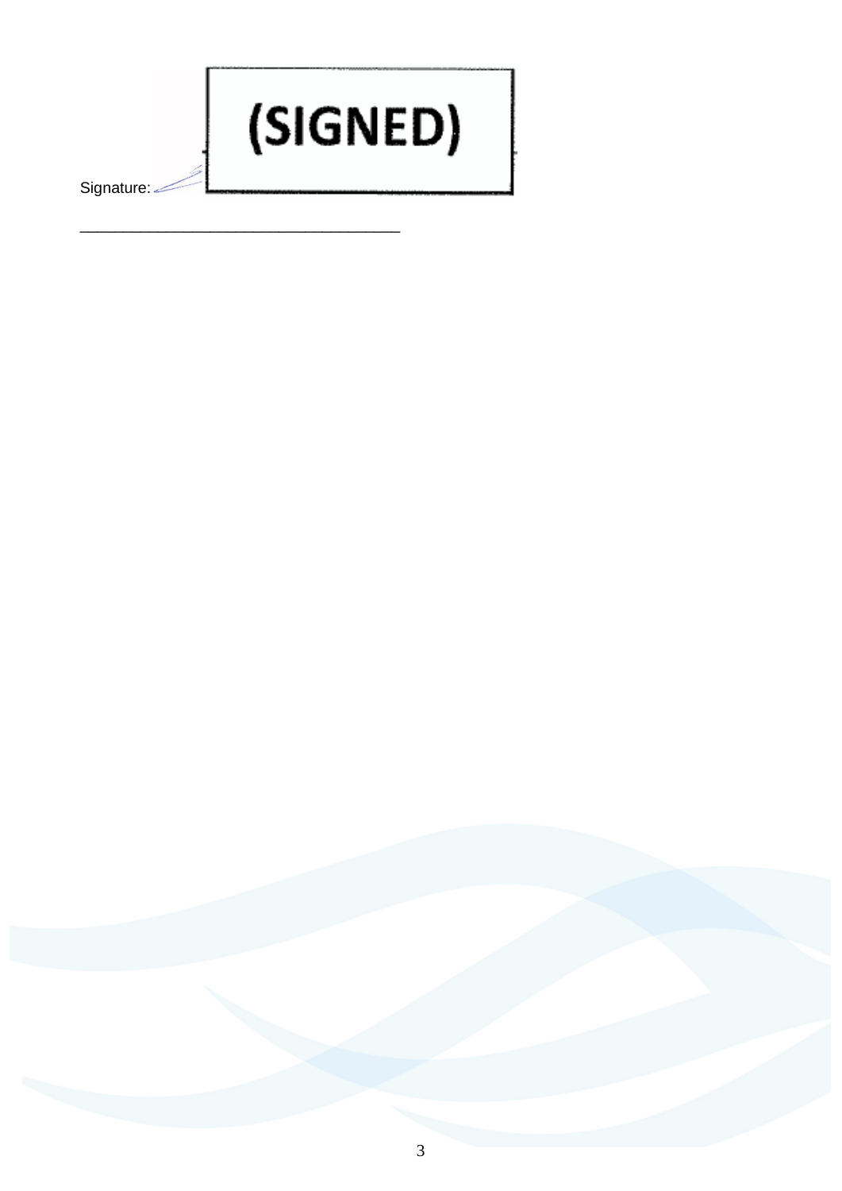Signature: (SIGNED)

___________________________________